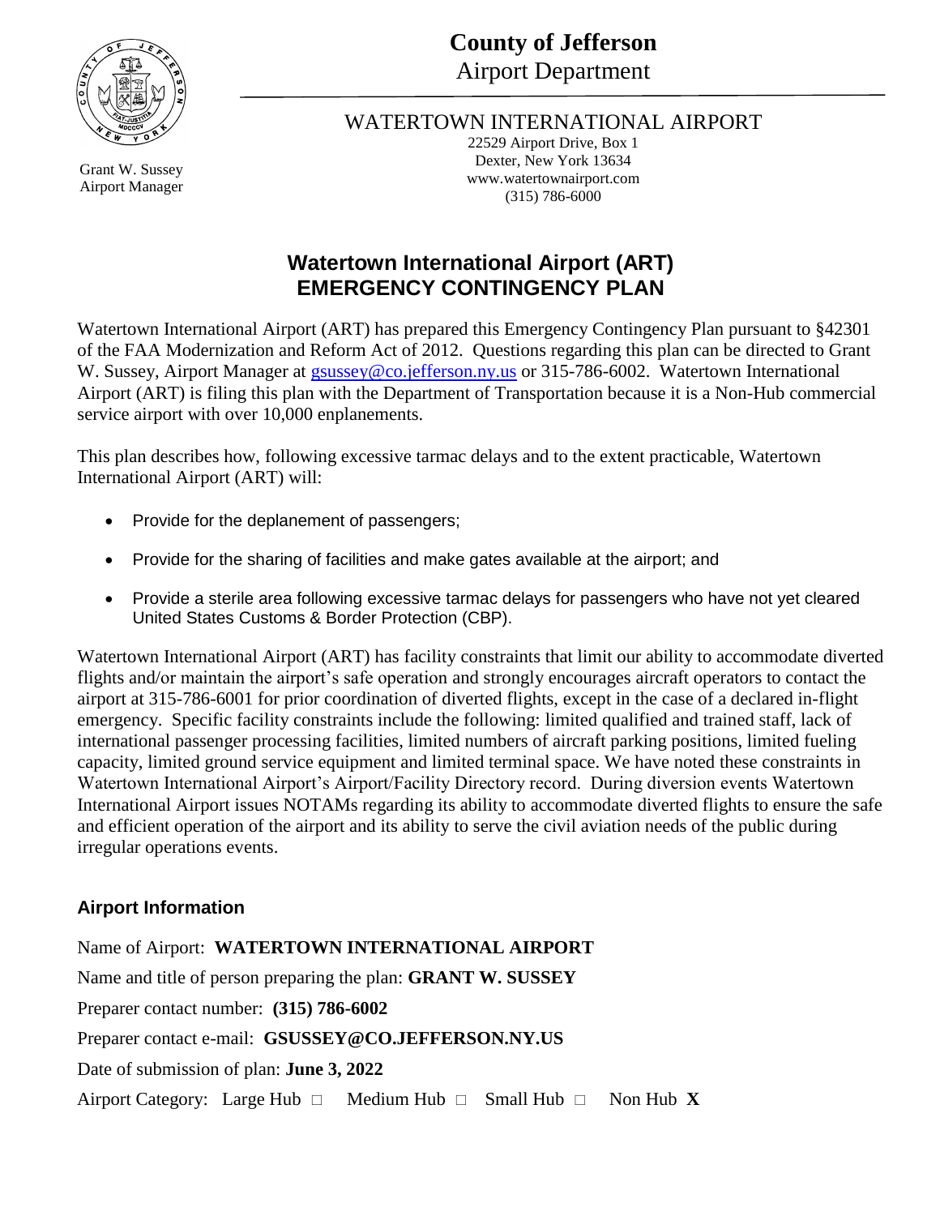**County of Jefferson**
Airport Department

Grant W. Sussey
Airport Manager

WATERTOWN INTERNATIONAL AIRPORT
22529 Airport Drive, Box 1
Dexter, New York 13634
www.watertownairport.com
(315) 786-6000

# Watertown International Airport (ART)
# EMERGENCY CONTINGENCY PLAN

Watertown International Airport (ART) has prepared this Emergency Contingency Plan pursuant to §42301 of the FAA Modernization and Reform Act of 2012. Questions regarding this plan can be directed to Grant W. Sussey, Airport Manager at gsussey@co.jefferson.ny.us or 315-786-6002. Watertown International Airport (ART) is filing this plan with the Department of Transportation because it is a Non-Hub commercial service airport with over 10,000 enplanements.

This plan describes how, following excessive tarmac delays and to the extent practicable, Watertown International Airport (ART) will:

- Provide for the deplanement of passengers;
- Provide for the sharing of facilities and make gates available at the airport; and
- Provide a sterile area following excessive tarmac delays for passengers who have not yet cleared United States Customs & Border Protection (CBP).

Watertown International Airport (ART) has facility constraints that limit our ability to accommodate diverted flights and/or maintain the airport's safe operation and strongly encourages aircraft operators to contact the airport at 315-786-6001 for prior coordination of diverted flights, except in the case of a declared in-flight emergency. Specific facility constraints include the following: limited qualified and trained staff, lack of international passenger processing facilities, limited numbers of aircraft parking positions, limited fueling capacity, limited ground service equipment and limited terminal space. We have noted these constraints in Watertown International Airport's Airport/Facility Directory record. During diversion events Watertown International Airport issues NOTAMs regarding its ability to accommodate diverted flights to ensure the safe and efficient operation of the airport and its ability to serve the civil aviation needs of the public during irregular operations events.

## Airport Information

Name of Airport: **WATERTOWN INTERNATIONAL AIRPORT**

Name and title of person preparing the plan: **GRANT W. SUSSEY**

Preparer contact number: **(315) 786-6002**

Preparer contact e-mail: **GSUSSEY@CO.JEFFERSON.NY.US**

Date of submission of plan: **June 3, 2022**

Airport Category: Large Hub □ Medium Hub □ Small Hub □ Non Hub **X**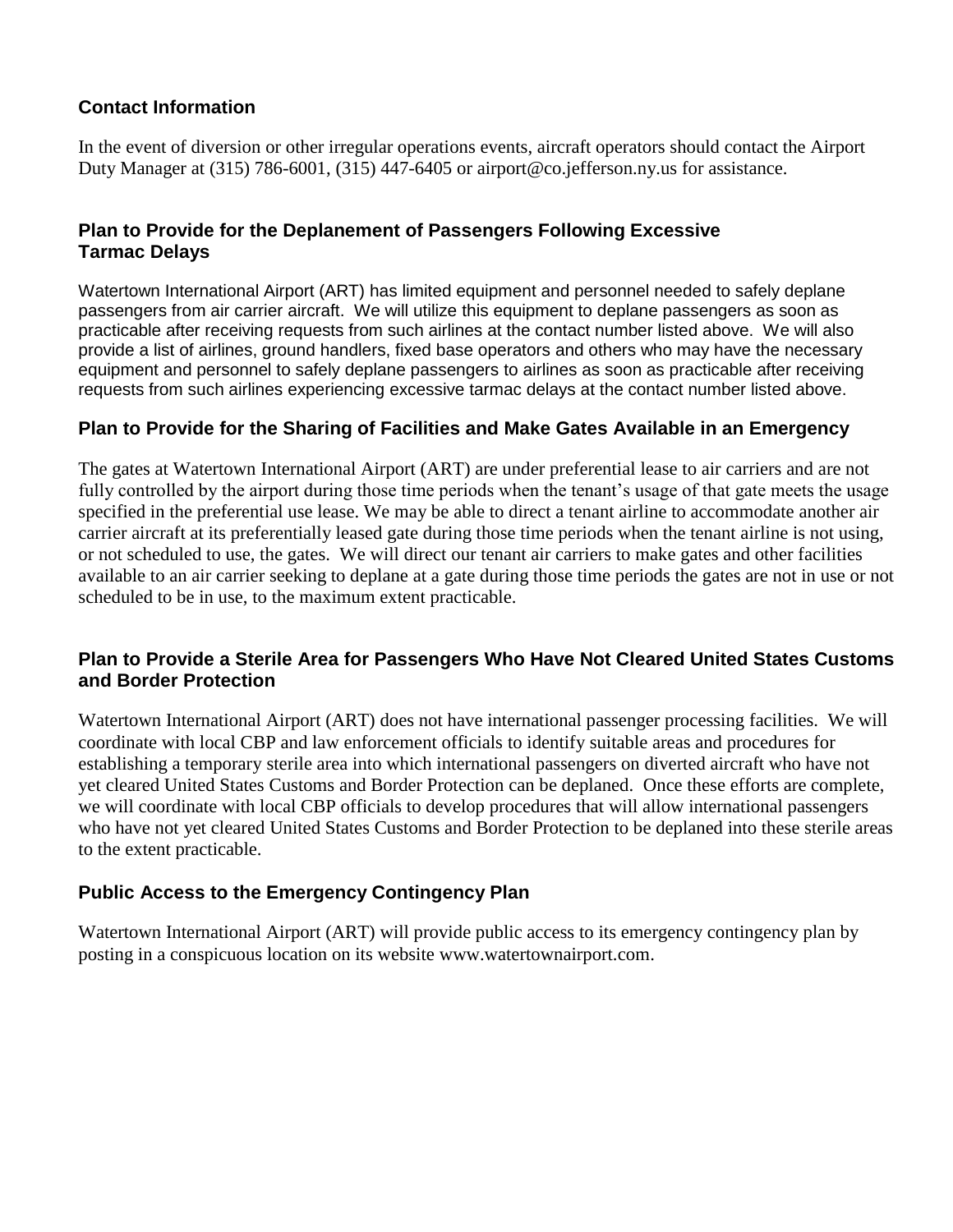## Contact Information

In the event of diversion or other irregular operations events, aircraft operators should contact the Airport Duty Manager at (315) 786-6001, (315) 447-6405 or airport@co.jefferson.ny.us for assistance.

## Plan to Provide for the Deplanement of Passengers Following Excessive Tarmac Delays

Watertown International Airport (ART) has limited equipment and personnel needed to safely deplane passengers from air carrier aircraft. We will utilize this equipment to deplane passengers as soon as practicable after receiving requests from such airlines at the contact number listed above. We will also provide a list of airlines, ground handlers, fixed base operators and others who may have the necessary equipment and personnel to safely deplane passengers to airlines as soon as practicable after receiving requests from such airlines experiencing excessive tarmac delays at the contact number listed above.

## Plan to Provide for the Sharing of Facilities and Make Gates Available in an Emergency

The gates at Watertown International Airport (ART) are under preferential lease to air carriers and are not fully controlled by the airport during those time periods when the tenant's usage of that gate meets the usage specified in the preferential use lease. We may be able to direct a tenant airline to accommodate another air carrier aircraft at its preferentially leased gate during those time periods when the tenant airline is not using, or not scheduled to use, the gates. We will direct our tenant air carriers to make gates and other facilities available to an air carrier seeking to deplane at a gate during those time periods the gates are not in use or not scheduled to be in use, to the maximum extent practicable.

## Plan to Provide a Sterile Area for Passengers Who Have Not Cleared United States Customs and Border Protection

Watertown International Airport (ART) does not have international passenger processing facilities. We will coordinate with local CBP and law enforcement officials to identify suitable areas and procedures for establishing a temporary sterile area into which international passengers on diverted aircraft who have not yet cleared United States Customs and Border Protection can be deplaned. Once these efforts are complete, we will coordinate with local CBP officials to develop procedures that will allow international passengers who have not yet cleared United States Customs and Border Protection to be deplaned into these sterile areas to the extent practicable.

## Public Access to the Emergency Contingency Plan

Watertown International Airport (ART) will provide public access to its emergency contingency plan by posting in a conspicuous location on its website www.watertownairport.com.